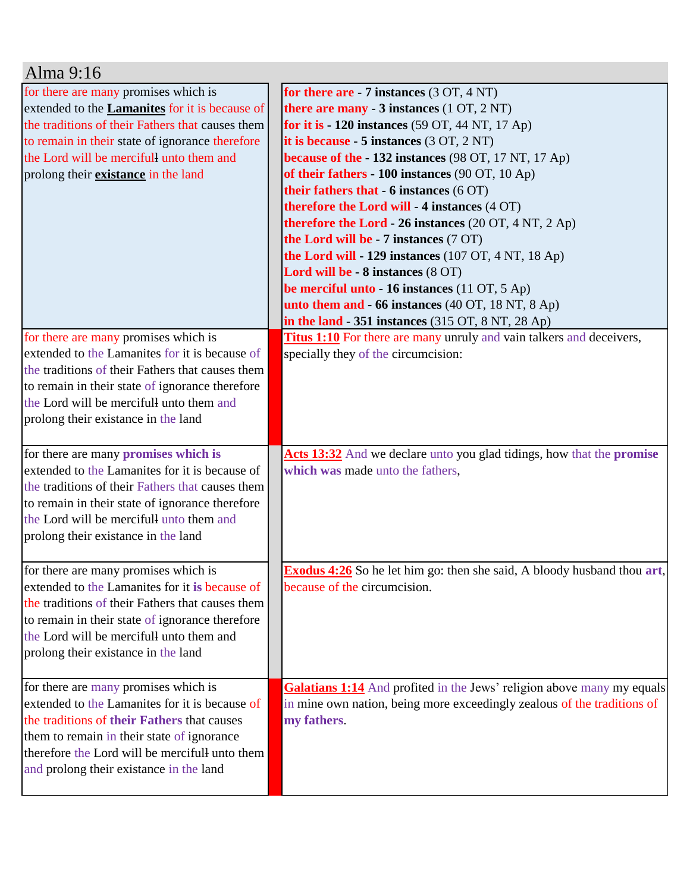# Alma 9:16

| | |
|---|---|
| for there are many promises which is extended to the **Lamanites** for it is because of the traditions of their Fathers that causes them to remain in their state of ignorance therefore the Lord will be mercifull unto them and prolong their **existance** in the land | **for there are - 7 instances** (3 OT, 4 NT)<br>**there are many - 3 instances** (1 OT, 2 NT)<br>**for it is - 120 instances** (59 OT, 44 NT, 17 Ap)<br>**it is because - 5 instances** (3 OT, 2 NT)<br>**because of the - 132 instances** (98 OT, 17 NT, 17 Ap)<br>**of their fathers - 100 instances** (90 OT, 10 Ap)<br>**their fathers that - 6 instances** (6 OT)<br>**therefore the Lord will - 4 instances** (4 OT)<br>**therefore the Lord - 26 instances** (20 OT, 4 NT, 2 Ap)<br>**the Lord will be - 7 instances** (7 OT)<br>**the Lord will - 129 instances** (107 OT, 4 NT, 18 Ap)<br>**Lord will be - 8 instances** (8 OT)<br>**be merciful unto - 16 instances** (11 OT, 5 Ap)<br>**unto them and - 66 instances** (40 OT, 18 NT, 8 Ap)<br>**in the land - 351 instances** (315 OT, 8 NT, 28 Ap) |
| for there are many promises which is extended to the Lamanites for it is because of the traditions of their Fathers that causes them to remain in their state of ignorance therefore the Lord will be mercifull unto them and prolong their existance in the land | **Titus 1:10** For there are many unruly and vain talkers and deceivers, specially they of the circumcision: |
| for there are many **promises which is** extended to the Lamanites for it is because of the traditions of their Fathers that causes them to remain in their state of ignorance therefore the Lord will be mercifull unto them and prolong their existance in the land | **Acts 13:32** And we declare unto you glad tidings, how that the **promise which was** made unto the fathers, |
| for there are many promises which is extended to the Lamanites for it **is** because of the traditions of their Fathers that causes them to remain in their state of ignorance therefore the Lord will be mercifull unto them and prolong their existance in the land | **Exodus 4:26** So he let him go: then she said, A bloody husband thou **art**, because of the circumcision. |
| for there are many promises which is extended to the Lamanites for it is because of the traditions of **their Fathers** that causes them to remain in their state of ignorance therefore the Lord will be mercifull unto them and prolong their existance in the land | **Galatians 1:14** And profited in the Jews' religion above many my equals in mine own nation, being more exceedingly zealous of the traditions of **my fathers**. |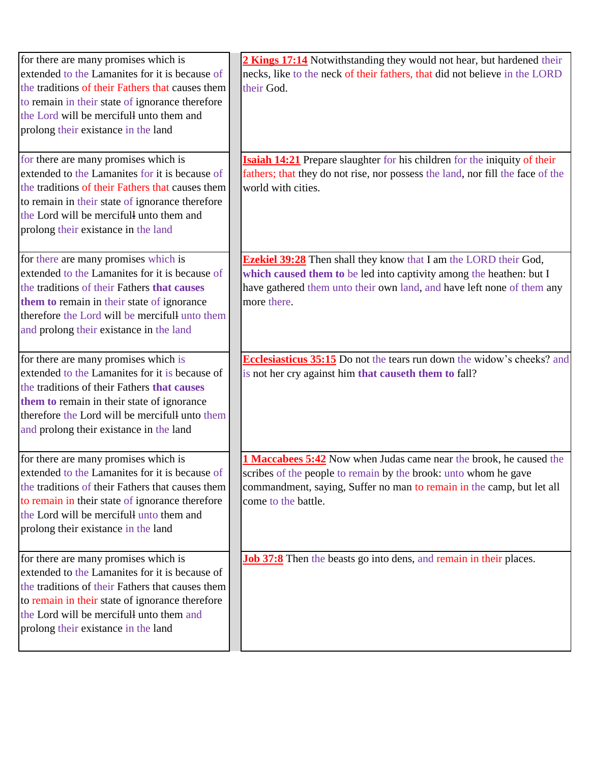| | |
|---|---|
| for there are many promises which is extended to the Lamanites for it is because of the traditions of their Fathers that causes them to remain in their state of ignorance therefore the Lord will be mercifull unto them and prolong their existance in the land | **2 Kings 17:14** Notwithstanding they would not hear, but hardened their necks, like to the neck of their fathers, that did not believe in the LORD their God. |
| for there are many promises which is extended to the Lamanites for it is because of the traditions of their Fathers that causes them to remain in their state of ignorance therefore the Lord will be mercifull unto them and prolong their existance in the land | **Isaiah 14:21** Prepare slaughter for his children for the iniquity of their fathers; that they do not rise, nor possess the land, nor fill the face of the world with cities. |
| for there are many promises which is extended to the Lamanites for it is because of the traditions of their Fathers **that causes them to** remain in their state of ignorance therefore the Lord will be mercifull unto them and prolong their existance in the land | **Ezekiel 39:28** Then shall they know that I am the LORD their God, **which caused them to** be led into captivity among the heathen: but I have gathered them unto their own land, and have left none of them any more there. |
| for there are many promises which is extended to the Lamanites for it is because of the traditions of their Fathers **that causes them to** remain in their state of ignorance therefore the Lord will be mercifull unto them and prolong their existance in the land | **Ecclesiasticus 35:15** Do not the tears run down the widow's cheeks? and is not her cry against him **that causeth them to** fall? |
| for there are many promises which is extended to the Lamanites for it is because of the traditions of their Fathers that causes them to remain in their state of ignorance therefore the Lord will be mercifull unto them and prolong their existance in the land | **1 Maccabees 5:42** Now when Judas came near the brook, he caused the scribes of the people to remain by the brook: unto whom he gave commandment, saying, Suffer no man to remain in the camp, but let all come to the battle. |
| for there are many promises which is extended to the Lamanites for it is because of the traditions of their Fathers that causes them to remain in their state of ignorance therefore the Lord will be mercifull unto them and prolong their existance in the land | **Job 37:8** Then the beasts go into dens, and remain in their places. |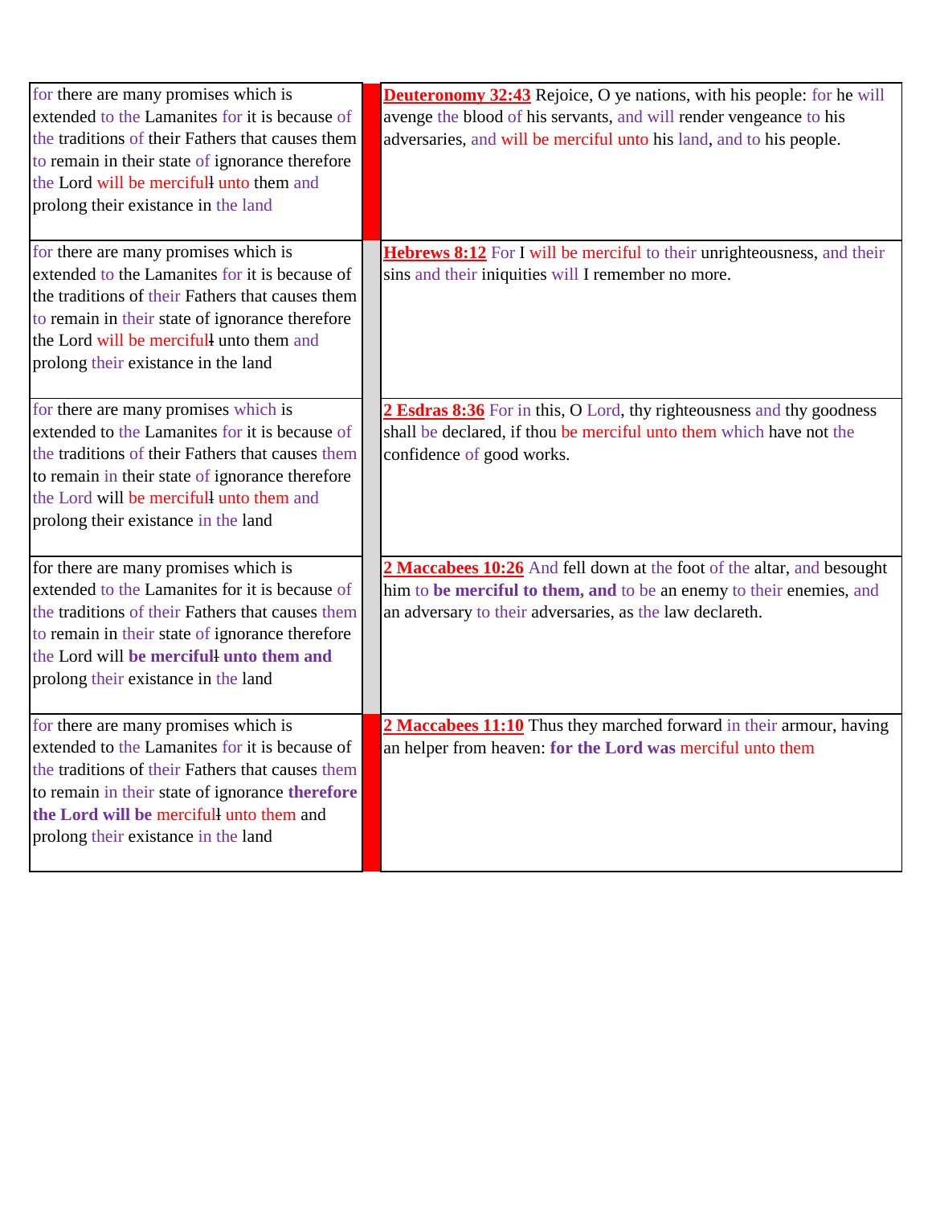| | | |
|---|---|---|
| for there are many promises which is extended to the Lamanites for it is because of the traditions of their Fathers that causes them to remain in their state of ignorance therefore the Lord will be mercifull unto them and prolong their existance in the land | | **Deuteronomy 32:43** Rejoice, O ye nations, with his people: for he will avenge the blood of his servants, and will render vengeance to his adversaries, and will be merciful unto his land, and to his people. |
| for there are many promises which is extended to the Lamanites for it is because of the traditions of their Fathers that causes them to remain in their state of ignorance therefore the Lord will be mercifull unto them and prolong their existance in the land | | **Hebrews 8:12** For I will be merciful to their unrighteousness, and their sins and their iniquities will I remember no more. |
| for there are many promises which is extended to the Lamanites for it is because of the traditions of their Fathers that causes them to remain in their state of ignorance therefore the Lord will be mercifull unto them and prolong their existance in the land | | **2 Esdras 8:36** For in this, O Lord, thy righteousness and thy goodness shall be declared, if thou be merciful unto them which have not the confidence of good works. |
| for there are many promises which is extended to the Lamanites for it is because of the traditions of their Fathers that causes them to remain in their state of ignorance therefore the Lord will **be mercifull unto them and** prolong their existance in the land | | **2 Maccabees 10:26** And fell down at the foot of the altar, and besought him to **be merciful to them, and** to be an enemy to their enemies, and an adversary to their adversaries, as the law declareth. |
| for there are many promises which is extended to the Lamanites for it is because of the traditions of their Fathers that causes them to remain in their state of ignorance **therefore the Lord will be** mercifull unto them and prolong their existance in the land | | **2 Maccabees 11:10** Thus they marched forward in their armour, having an helper from heaven: **for the Lord was** merciful unto them |